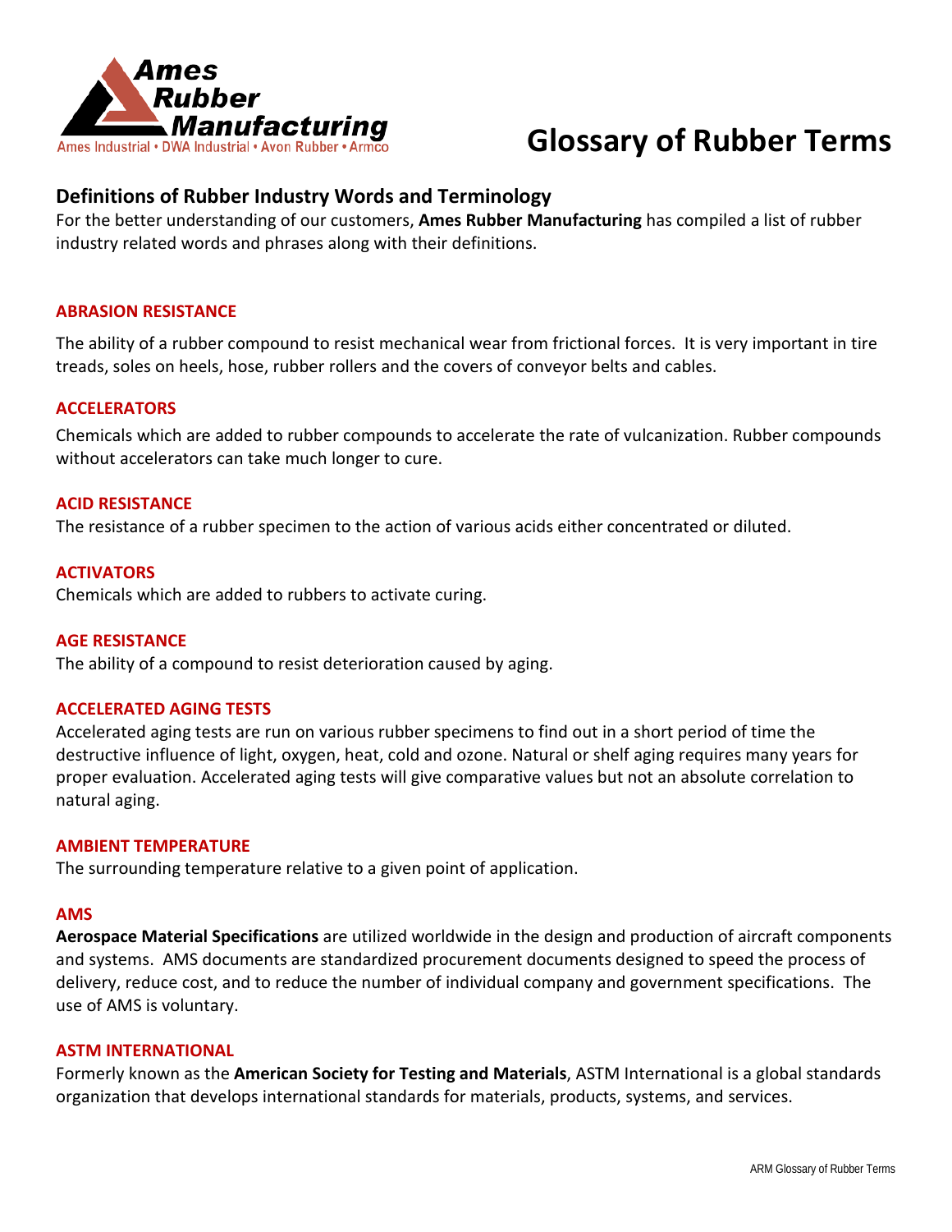Ames Rubber Manufacturing

Ames Industrial • DWA Industrial • Avon Rubber • Armco

# Glossary of Rubber Terms

## Definitions of Rubber Industry Words and Terminology

For the better understanding of our customers, **Ames Rubber Manufacturing** has compiled a list of rubber industry related words and phrases along with their definitions.

### ABRASION RESISTANCE

The ability of a rubber compound to resist mechanical wear from frictional forces. It is very important in tire treads, soles on heels, hose, rubber rollers and the covers of conveyor belts and cables.

### ACCELERATORS

Chemicals which are added to rubber compounds to accelerate the rate of vulcanization. Rubber compounds without accelerators can take much longer to cure.

### ACID RESISTANCE

The resistance of a rubber specimen to the action of various acids either concentrated or diluted.

### ACTIVATORS

Chemicals which are added to rubbers to activate curing.

### AGE RESISTANCE

The ability of a compound to resist deterioration caused by aging.

### ACCELERATED AGING TESTS

Accelerated aging tests are run on various rubber specimens to find out in a short period of time the destructive influence of light, oxygen, heat, cold and ozone. Natural or shelf aging requires many years for proper evaluation. Accelerated aging tests will give comparative values but not an absolute correlation to natural aging.

### AMBIENT TEMPERATURE

The surrounding temperature relative to a given point of application.

### AMS

**Aerospace Material Specifications** are utilized worldwide in the design and production of aircraft components and systems. AMS documents are standardized procurement documents designed to speed the process of delivery, reduce cost, and to reduce the number of individual company and government specifications. The use of AMS is voluntary.

### ASTM INTERNATIONAL

Formerly known as the **American Society for Testing and Materials**, ASTM International is a global standards organization that develops international standards for materials, products, systems, and services.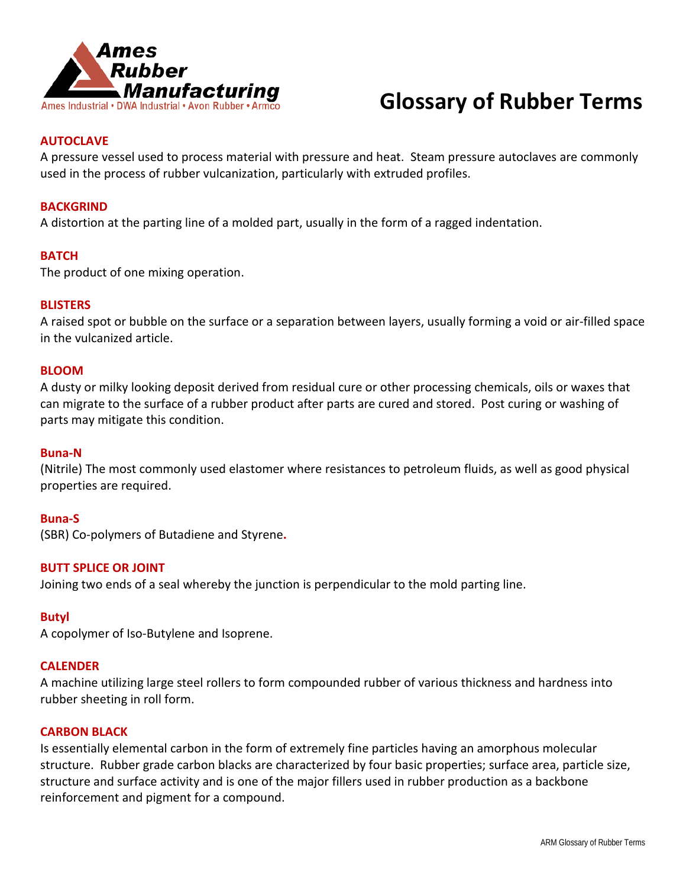Ames Rubber Manufacturing
Ames Industrial • DWA Industrial • Avon Rubber • Armco

# Glossary of Rubber Terms

**AUTOCLAVE**
A pressure vessel used to process material with pressure and heat. Steam pressure autoclaves are commonly used in the process of rubber vulcanization, particularly with extruded profiles.

**BACKGRIND**
A distortion at the parting line of a molded part, usually in the form of a ragged indentation.

**BATCH**
The product of one mixing operation.

**BLISTERS**
A raised spot or bubble on the surface or a separation between layers, usually forming a void or air-filled space in the vulcanized article.

**BLOOM**
A dusty or milky looking deposit derived from residual cure or other processing chemicals, oils or waxes that can migrate to the surface of a rubber product after parts are cured and stored. Post curing or washing of parts may mitigate this condition.

**Buna-N**
(Nitrile) The most commonly used elastomer where resistances to petroleum fluids, as well as good physical properties are required.

**Buna-S**
(SBR) Co-polymers of Butadiene and Styrene.

**BUTT SPLICE OR JOINT**
Joining two ends of a seal whereby the junction is perpendicular to the mold parting line.

**Butyl**
A copolymer of Iso-Butylene and Isoprene.

**CALENDER**
A machine utilizing large steel rollers to form compounded rubber of various thickness and hardness into rubber sheeting in roll form.

**CARBON BLACK**
Is essentially elemental carbon in the form of extremely fine particles having an amorphous molecular structure. Rubber grade carbon blacks are characterized by four basic properties; surface area, particle size, structure and surface activity and is one of the major fillers used in rubber production as a backbone reinforcement and pigment for a compound.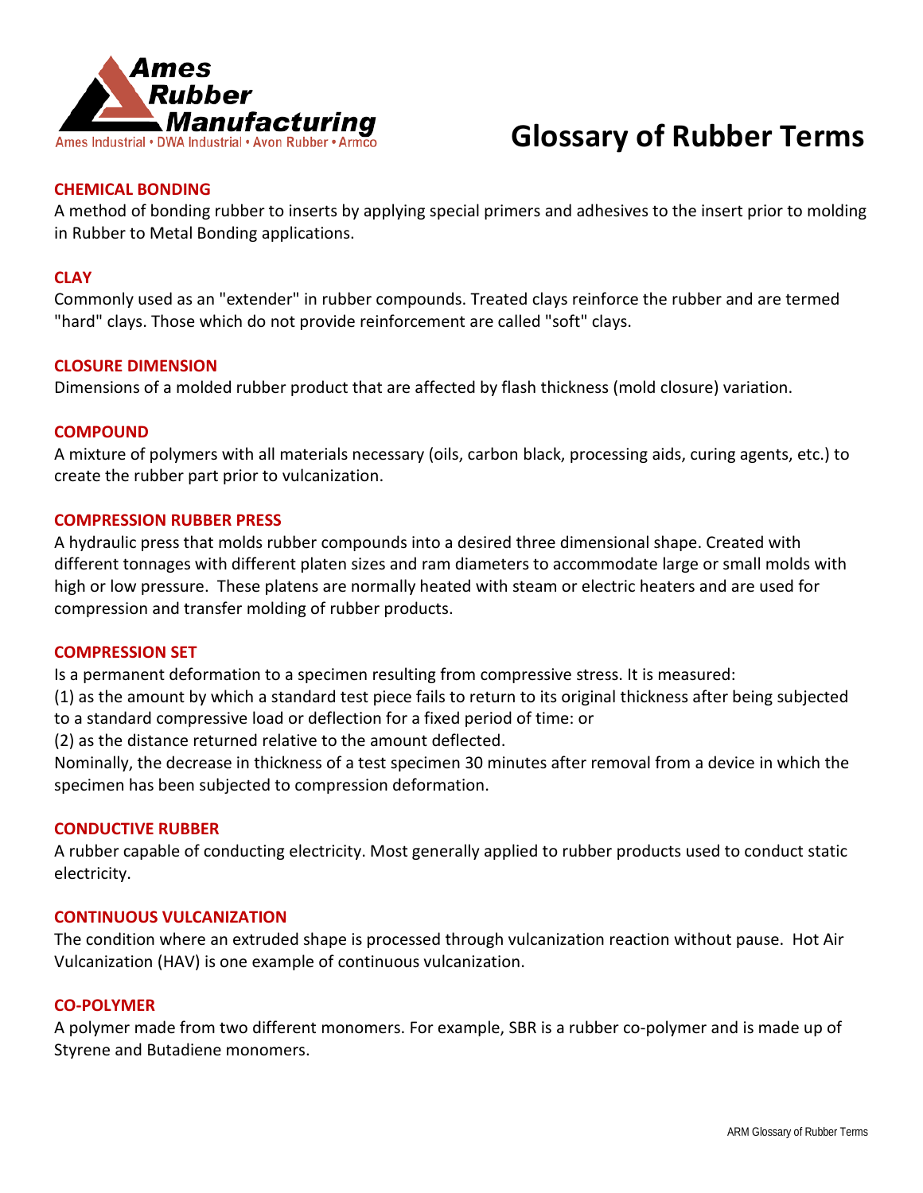# Glossary of Rubber Terms

### CHEMICAL BONDING

A method of bonding rubber to inserts by applying special primers and adhesives to the insert prior to molding in Rubber to Metal Bonding applications.

### CLAY

Commonly used as an "extender" in rubber compounds. Treated clays reinforce the rubber and are termed "hard" clays. Those which do not provide reinforcement are called "soft" clays.

### CLOSURE DIMENSION

Dimensions of a molded rubber product that are affected by flash thickness (mold closure) variation.

### COMPOUND

A mixture of polymers with all materials necessary (oils, carbon black, processing aids, curing agents, etc.) to create the rubber part prior to vulcanization.

### COMPRESSION RUBBER PRESS

A hydraulic press that molds rubber compounds into a desired three dimensional shape. Created with different tonnages with different platen sizes and ram diameters to accommodate large or small molds with high or low pressure. These platens are normally heated with steam or electric heaters and are used for compression and transfer molding of rubber products.

### COMPRESSION SET

Is a permanent deformation to a specimen resulting from compressive stress. It is measured:

(1) as the amount by which a standard test piece fails to return to its original thickness after being subjected to a standard compressive load or deflection for a fixed period of time: or

(2) as the distance returned relative to the amount deflected.

Nominally, the decrease in thickness of a test specimen 30 minutes after removal from a device in which the specimen has been subjected to compression deformation.

### CONDUCTIVE RUBBER

A rubber capable of conducting electricity. Most generally applied to rubber products used to conduct static electricity.

### CONTINUOUS VULCANIZATION

The condition where an extruded shape is processed through vulcanization reaction without pause. Hot Air Vulcanization (HAV) is one example of continuous vulcanization.

### CO-POLYMER

A polymer made from two different monomers. For example, SBR is a rubber co-polymer and is made up of Styrene and Butadiene monomers.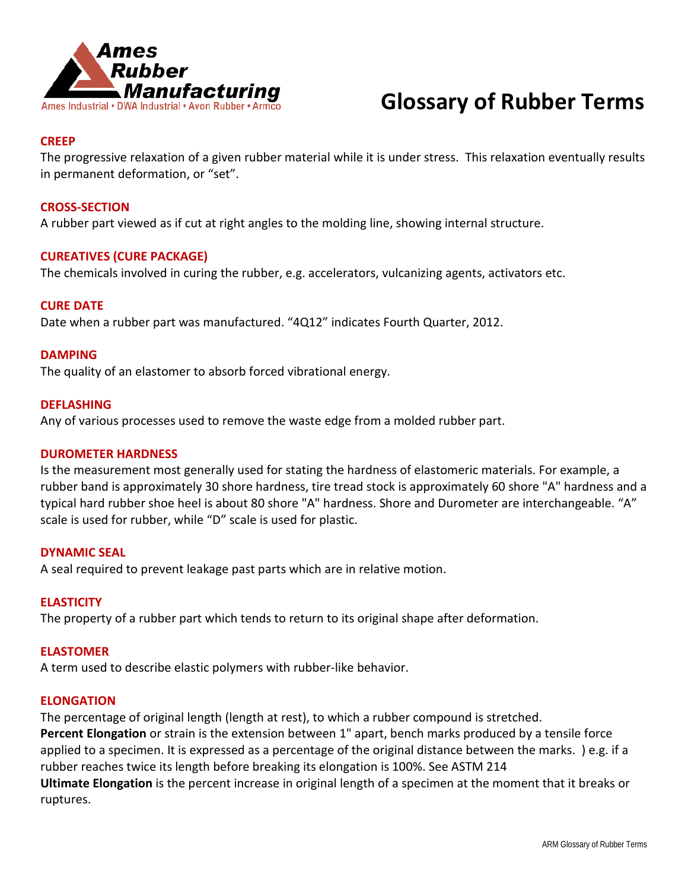# Glossary of Rubber Terms

Ames Rubber Manufacturing
Ames Industrial • DWA Industrial • Avon Rubber • Armco

### CREEP

The progressive relaxation of a given rubber material while it is under stress. This relaxation eventually results in permanent deformation, or "set".

### CROSS-SECTION

A rubber part viewed as if cut at right angles to the molding line, showing internal structure.

### CUREATIVES (CURE PACKAGE)

The chemicals involved in curing the rubber, e.g. accelerators, vulcanizing agents, activators etc.

### CURE DATE

Date when a rubber part was manufactured. "4Q12" indicates Fourth Quarter, 2012.

### DAMPING

The quality of an elastomer to absorb forced vibrational energy.

### DEFLASHING

Any of various processes used to remove the waste edge from a molded rubber part.

### DUROMETER HARDNESS

Is the measurement most generally used for stating the hardness of elastomeric materials. For example, a rubber band is approximately 30 shore hardness, tire tread stock is approximately 60 shore "A" hardness and a typical hard rubber shoe heel is about 80 shore "A" hardness. Shore and Durometer are interchangeable. "A" scale is used for rubber, while "D" scale is used for plastic.

### DYNAMIC SEAL

A seal required to prevent leakage past parts which are in relative motion.

### ELASTICITY

The property of a rubber part which tends to return to its original shape after deformation.

### ELASTOMER

A term used to describe elastic polymers with rubber-like behavior.

### ELONGATION

The percentage of original length (length at rest), to which a rubber compound is stretched.
**Percent Elongation** or strain is the extension between 1" apart, bench marks produced by a tensile force applied to a specimen. It is expressed as a percentage of the original distance between the marks. ) e.g. if a rubber reaches twice its length before breaking its elongation is 100%. See ASTM 214
**Ultimate Elongation** is the percent increase in original length of a specimen at the moment that it breaks or ruptures.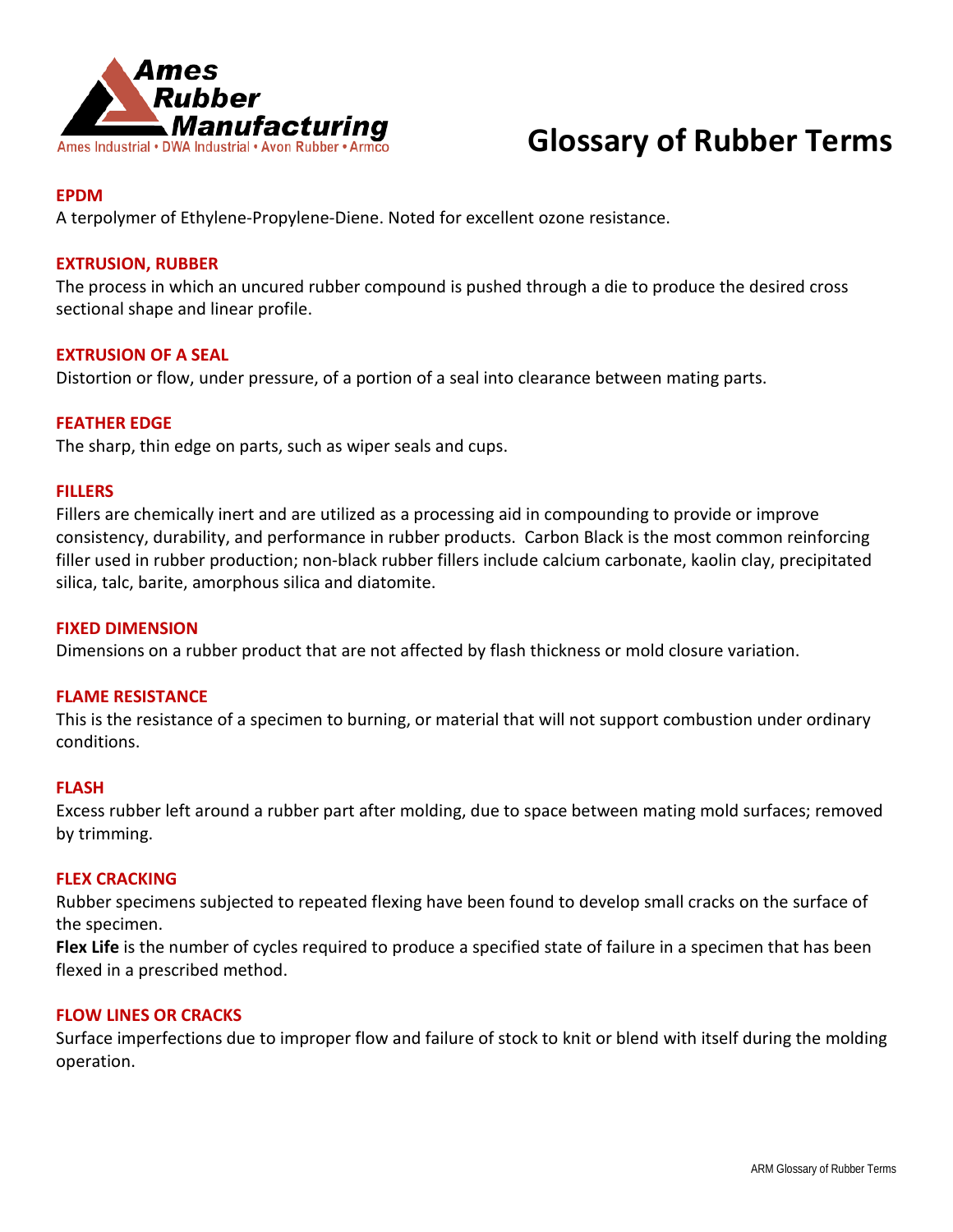# Glossary of Rubber Terms

### EPDM
A terpolymer of Ethylene-Propylene-Diene. Noted for excellent ozone resistance.

### EXTRUSION, RUBBER
The process in which an uncured rubber compound is pushed through a die to produce the desired cross sectional shape and linear profile.

### EXTRUSION OF A SEAL
Distortion or flow, under pressure, of a portion of a seal into clearance between mating parts.

### FEATHER EDGE
The sharp, thin edge on parts, such as wiper seals and cups.

### FILLERS
Fillers are chemically inert and are utilized as a processing aid in compounding to provide or improve consistency, durability, and performance in rubber products. Carbon Black is the most common reinforcing filler used in rubber production; non-black rubber fillers include calcium carbonate, kaolin clay, precipitated silica, talc, barite, amorphous silica and diatomite.

### FIXED DIMENSION
Dimensions on a rubber product that are not affected by flash thickness or mold closure variation.

### FLAME RESISTANCE
This is the resistance of a specimen to burning, or material that will not support combustion under ordinary conditions.

### FLASH
Excess rubber left around a rubber part after molding, due to space between mating mold surfaces; removed by trimming.

### FLEX CRACKING
Rubber specimens subjected to repeated flexing have been found to develop small cracks on the surface of the specimen.

**Flex Life** is the number of cycles required to produce a specified state of failure in a specimen that has been flexed in a prescribed method.

### FLOW LINES OR CRACKS
Surface imperfections due to improper flow and failure of stock to knit or blend with itself during the molding operation.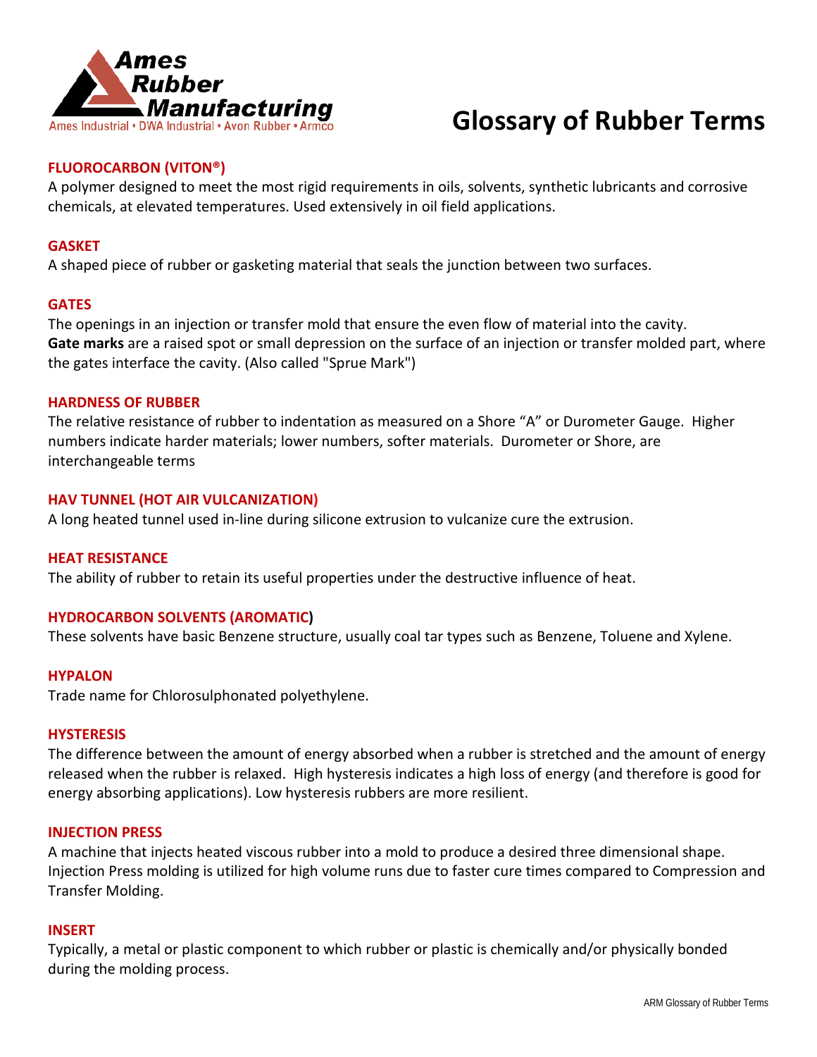# Glossary of Rubber Terms

**FLUOROCARBON (VITON®)**
A polymer designed to meet the most rigid requirements in oils, solvents, synthetic lubricants and corrosive chemicals, at elevated temperatures. Used extensively in oil field applications.

**GASKET**
A shaped piece of rubber or gasketing material that seals the junction between two surfaces.

**GATES**
The openings in an injection or transfer mold that ensure the even flow of material into the cavity. **Gate marks** are a raised spot or small depression on the surface of an injection or transfer molded part, where the gates interface the cavity. (Also called "Sprue Mark")

**HARDNESS OF RUBBER**
The relative resistance of rubber to indentation as measured on a Shore "A" or Durometer Gauge. Higher numbers indicate harder materials; lower numbers, softer materials. Durometer or Shore, are interchangeable terms

**HAV TUNNEL (HOT AIR VULCANIZATION)**
A long heated tunnel used in-line during silicone extrusion to vulcanize cure the extrusion.

**HEAT RESISTANCE**
The ability of rubber to retain its useful properties under the destructive influence of heat.

**HYDROCARBON SOLVENTS (AROMATIC)**
These solvents have basic Benzene structure, usually coal tar types such as Benzene, Toluene and Xylene.

**HYPALON**
Trade name for Chlorosulphonated polyethylene.

**HYSTERESIS**
The difference between the amount of energy absorbed when a rubber is stretched and the amount of energy released when the rubber is relaxed. High hysteresis indicates a high loss of energy (and therefore is good for energy absorbing applications). Low hysteresis rubbers are more resilient.

**INJECTION PRESS**
A machine that injects heated viscous rubber into a mold to produce a desired three dimensional shape. Injection Press molding is utilized for high volume runs due to faster cure times compared to Compression and Transfer Molding.

**INSERT**
Typically, a metal or plastic component to which rubber or plastic is chemically and/or physically bonded during the molding process.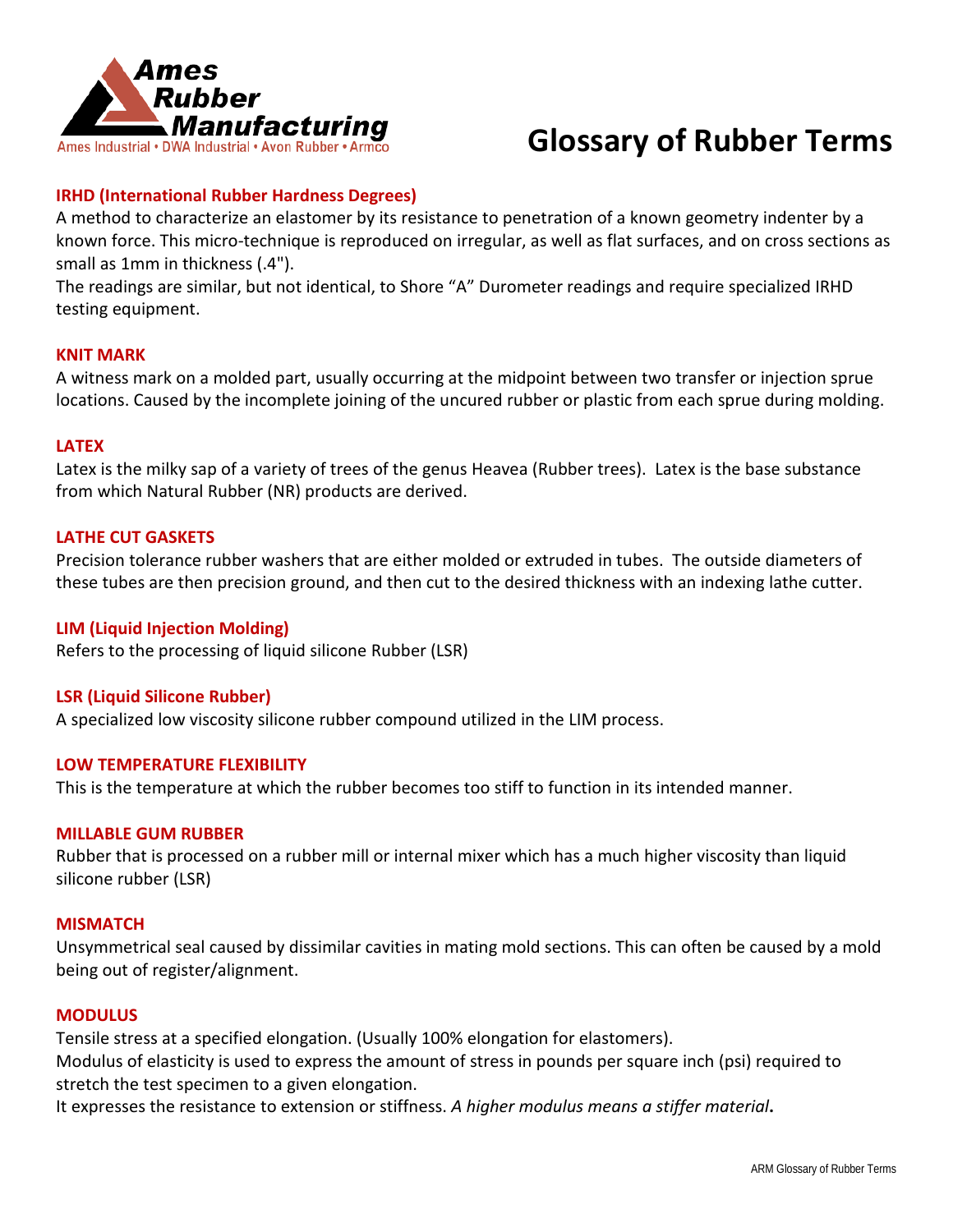# Glossary of Rubber Terms

### IRHD (International Rubber Hardness Degrees)

A method to characterize an elastomer by its resistance to penetration of a known geometry indenter by a known force. This micro-technique is reproduced on irregular, as well as flat surfaces, and on cross sections as small as 1mm in thickness (.4").

The readings are similar, but not identical, to Shore "A" Durometer readings and require specialized IRHD testing equipment.

### KNIT MARK

A witness mark on a molded part, usually occurring at the midpoint between two transfer or injection sprue locations. Caused by the incomplete joining of the uncured rubber or plastic from each sprue during molding.

### LATEX

Latex is the milky sap of a variety of trees of the genus Heavea (Rubber trees). Latex is the base substance from which Natural Rubber (NR) products are derived.

### LATHE CUT GASKETS

Precision tolerance rubber washers that are either molded or extruded in tubes. The outside diameters of these tubes are then precision ground, and then cut to the desired thickness with an indexing lathe cutter.

### LIM (Liquid Injection Molding)

Refers to the processing of liquid silicone Rubber (LSR)

### LSR (Liquid Silicone Rubber)

A specialized low viscosity silicone rubber compound utilized in the LIM process.

### LOW TEMPERATURE FLEXIBILITY

This is the temperature at which the rubber becomes too stiff to function in its intended manner.

### MILLABLE GUM RUBBER

Rubber that is processed on a rubber mill or internal mixer which has a much higher viscosity than liquid silicone rubber (LSR)

### MISMATCH

Unsymmetrical seal caused by dissimilar cavities in mating mold sections. This can often be caused by a mold being out of register/alignment.

### MODULUS

Tensile stress at a specified elongation. (Usually 100% elongation for elastomers).

Modulus of elasticity is used to express the amount of stress in pounds per square inch (psi) required to stretch the test specimen to a given elongation.

It expresses the resistance to extension or stiffness. *A higher modulus means a stiffer material***.**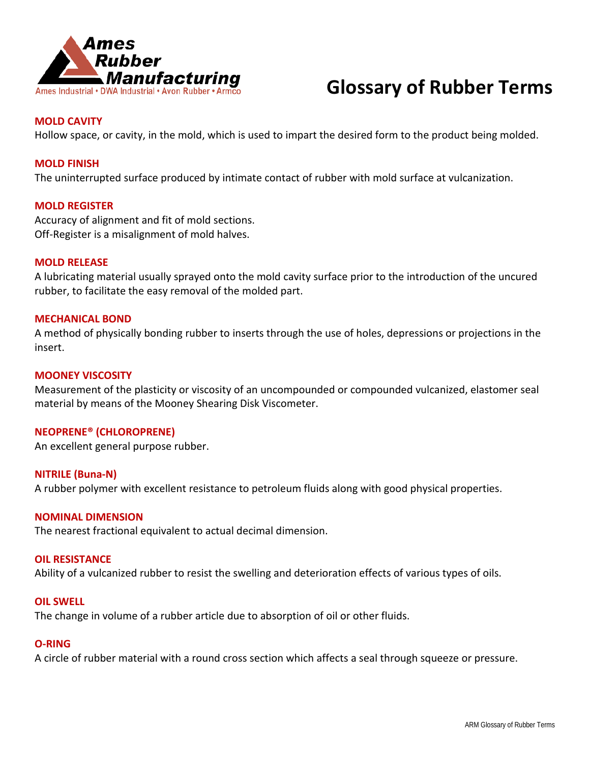# Glossary of Rubber Terms

### MOLD CAVITY
Hollow space, or cavity, in the mold, which is used to impart the desired form to the product being molded.

### MOLD FINISH
The uninterrupted surface produced by intimate contact of rubber with mold surface at vulcanization.

### MOLD REGISTER
Accuracy of alignment and fit of mold sections.
Off-Register is a misalignment of mold halves.

### MOLD RELEASE
A lubricating material usually sprayed onto the mold cavity surface prior to the introduction of the uncured rubber, to facilitate the easy removal of the molded part.

### MECHANICAL BOND
A method of physically bonding rubber to inserts through the use of holes, depressions or projections in the insert.

### MOONEY VISCOSITY
Measurement of the plasticity or viscosity of an uncompounded or compounded vulcanized, elastomer seal material by means of the Mooney Shearing Disk Viscometer.

### NEOPRENE® (CHLOROPRENE)
An excellent general purpose rubber.

### NITRILE (Buna-N)
A rubber polymer with excellent resistance to petroleum fluids along with good physical properties.

### NOMINAL DIMENSION
The nearest fractional equivalent to actual decimal dimension.

### OIL RESISTANCE
Ability of a vulcanized rubber to resist the swelling and deterioration effects of various types of oils.

### OIL SWELL
The change in volume of a rubber article due to absorption of oil or other fluids.

### O-RING
A circle of rubber material with a round cross section which affects a seal through squeeze or pressure.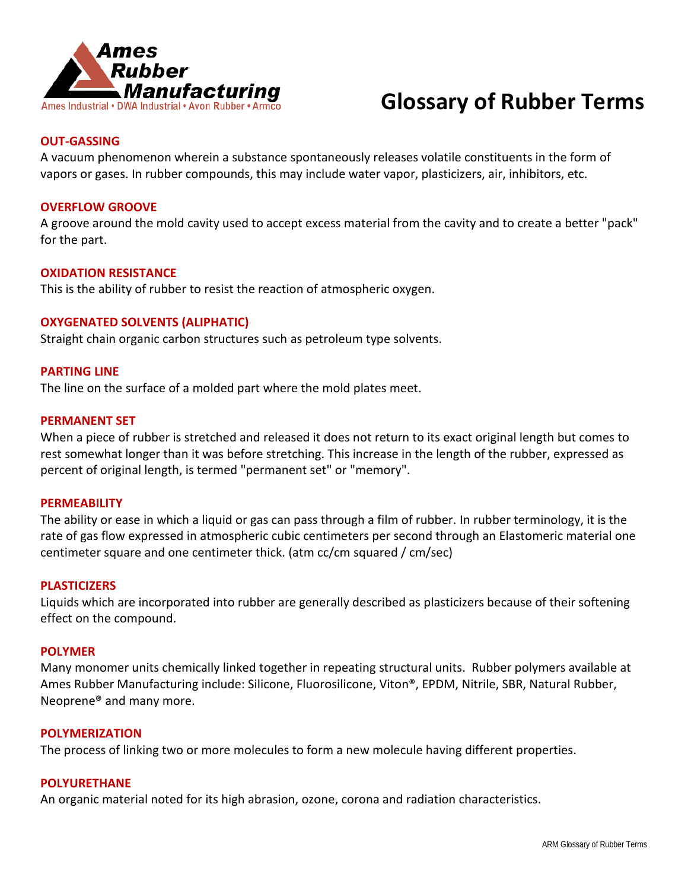# Glossary of Rubber Terms

### OUT-GASSING

A vacuum phenomenon wherein a substance spontaneously releases volatile constituents in the form of vapors or gases. In rubber compounds, this may include water vapor, plasticizers, air, inhibitors, etc.

### OVERFLOW GROOVE

A groove around the mold cavity used to accept excess material from the cavity and to create a better "pack" for the part.

### OXIDATION RESISTANCE

This is the ability of rubber to resist the reaction of atmospheric oxygen.

### OXYGENATED SOLVENTS (ALIPHATIC)

Straight chain organic carbon structures such as petroleum type solvents.

### PARTING LINE

The line on the surface of a molded part where the mold plates meet.

### PERMANENT SET

When a piece of rubber is stretched and released it does not return to its exact original length but comes to rest somewhat longer than it was before stretching. This increase in the length of the rubber, expressed as percent of original length, is termed "permanent set" or "memory".

### PERMEABILITY

The ability or ease in which a liquid or gas can pass through a film of rubber. In rubber terminology, it is the rate of gas flow expressed in atmospheric cubic centimeters per second through an Elastomeric material one centimeter square and one centimeter thick. (atm cc/cm squared / cm/sec)

### PLASTICIZERS

Liquids which are incorporated into rubber are generally described as plasticizers because of their softening effect on the compound.

### POLYMER

Many monomer units chemically linked together in repeating structural units. Rubber polymers available at Ames Rubber Manufacturing include: Silicone, Fluorosilicone, Viton®, EPDM, Nitrile, SBR, Natural Rubber, Neoprene® and many more.

### POLYMERIZATION

The process of linking two or more molecules to form a new molecule having different properties.

### POLYURETHANE

An organic material noted for its high abrasion, ozone, corona and radiation characteristics.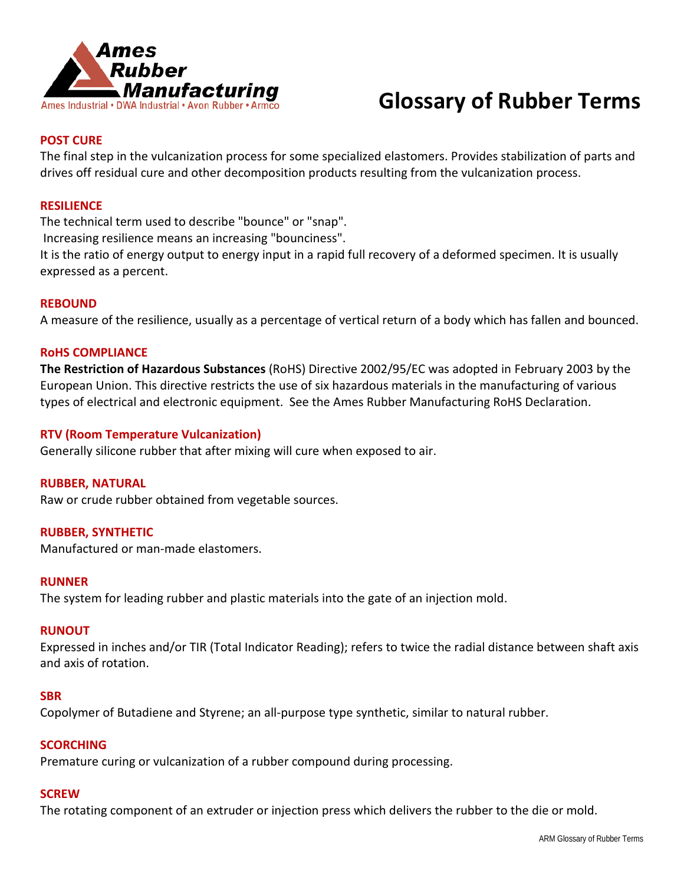# Glossary of Rubber Terms

### POST CURE

The final step in the vulcanization process for some specialized elastomers. Provides stabilization of parts and drives off residual cure and other decomposition products resulting from the vulcanization process.

### RESILIENCE

The technical term used to describe "bounce" or "snap".
Increasing resilience means an increasing "bounciness".
It is the ratio of energy output to energy input in a rapid full recovery of a deformed specimen. It is usually expressed as a percent.

### REBOUND

A measure of the resilience, usually as a percentage of vertical return of a body which has fallen and bounced.

### RoHS COMPLIANCE

**The Restriction of Hazardous Substances** (RoHS) Directive 2002/95/EC was adopted in February 2003 by the European Union. This directive restricts the use of six hazardous materials in the manufacturing of various types of electrical and electronic equipment. See the Ames Rubber Manufacturing RoHS Declaration.

### RTV (Room Temperature Vulcanization)

Generally silicone rubber that after mixing will cure when exposed to air.

### RUBBER, NATURAL

Raw or crude rubber obtained from vegetable sources.

### RUBBER, SYNTHETIC

Manufactured or man-made elastomers.

### RUNNER

The system for leading rubber and plastic materials into the gate of an injection mold.

### RUNOUT

Expressed in inches and/or TIR (Total Indicator Reading); refers to twice the radial distance between shaft axis and axis of rotation.

### SBR

Copolymer of Butadiene and Styrene; an all-purpose type synthetic, similar to natural rubber.

### SCORCHING

Premature curing or vulcanization of a rubber compound during processing.

### SCREW

The rotating component of an extruder or injection press which delivers the rubber to the die or mold.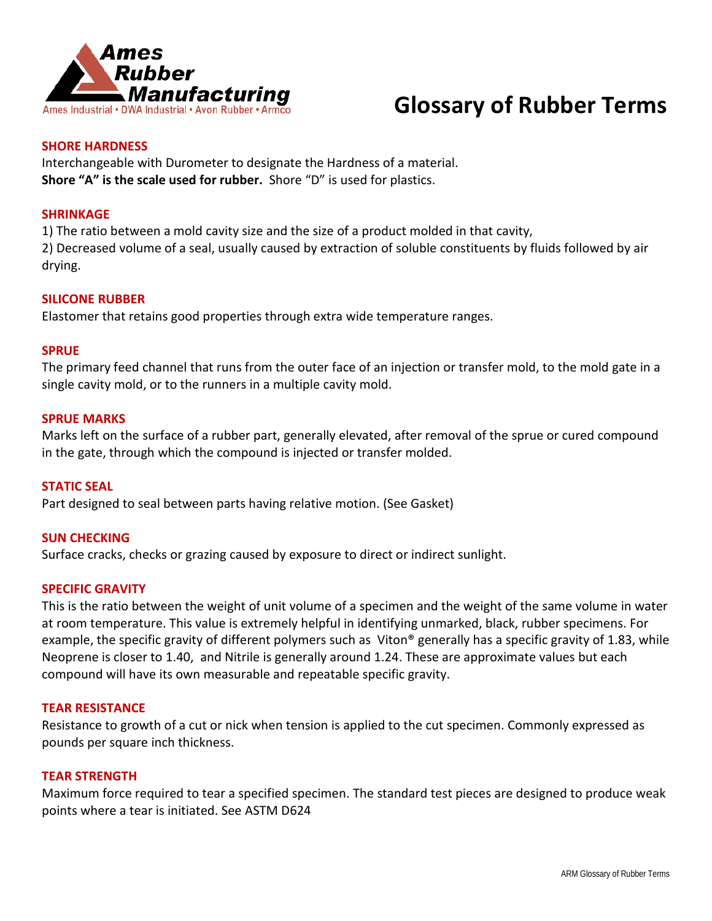# Glossary of Rubber Terms

### SHORE HARDNESS

Interchangeable with Durometer to designate the Hardness of a material.
**Shore "A" is the scale used for rubber.** Shore "D" is used for plastics.

### SHRINKAGE

1) The ratio between a mold cavity size and the size of a product molded in that cavity,
2) Decreased volume of a seal, usually caused by extraction of soluble constituents by fluids followed by air drying.

### SILICONE RUBBER

Elastomer that retains good properties through extra wide temperature ranges.

### SPRUE

The primary feed channel that runs from the outer face of an injection or transfer mold, to the mold gate in a single cavity mold, or to the runners in a multiple cavity mold.

### SPRUE MARKS

Marks left on the surface of a rubber part, generally elevated, after removal of the sprue or cured compound in the gate, through which the compound is injected or transfer molded.

### STATIC SEAL

Part designed to seal between parts having relative motion. (See Gasket)

### SUN CHECKING

Surface cracks, checks or grazing caused by exposure to direct or indirect sunlight.

### SPECIFIC GRAVITY

This is the ratio between the weight of unit volume of a specimen and the weight of the same volume in water at room temperature. This value is extremely helpful in identifying unmarked, black, rubber specimens. For example, the specific gravity of different polymers such as Viton® generally has a specific gravity of 1.83, while Neoprene is closer to 1.40, and Nitrile is generally around 1.24. These are approximate values but each compound will have its own measurable and repeatable specific gravity.

### TEAR RESISTANCE

Resistance to growth of a cut or nick when tension is applied to the cut specimen. Commonly expressed as pounds per square inch thickness.

### TEAR STRENGTH

Maximum force required to tear a specified specimen. The standard test pieces are designed to produce weak points where a tear is initiated. See ASTM D624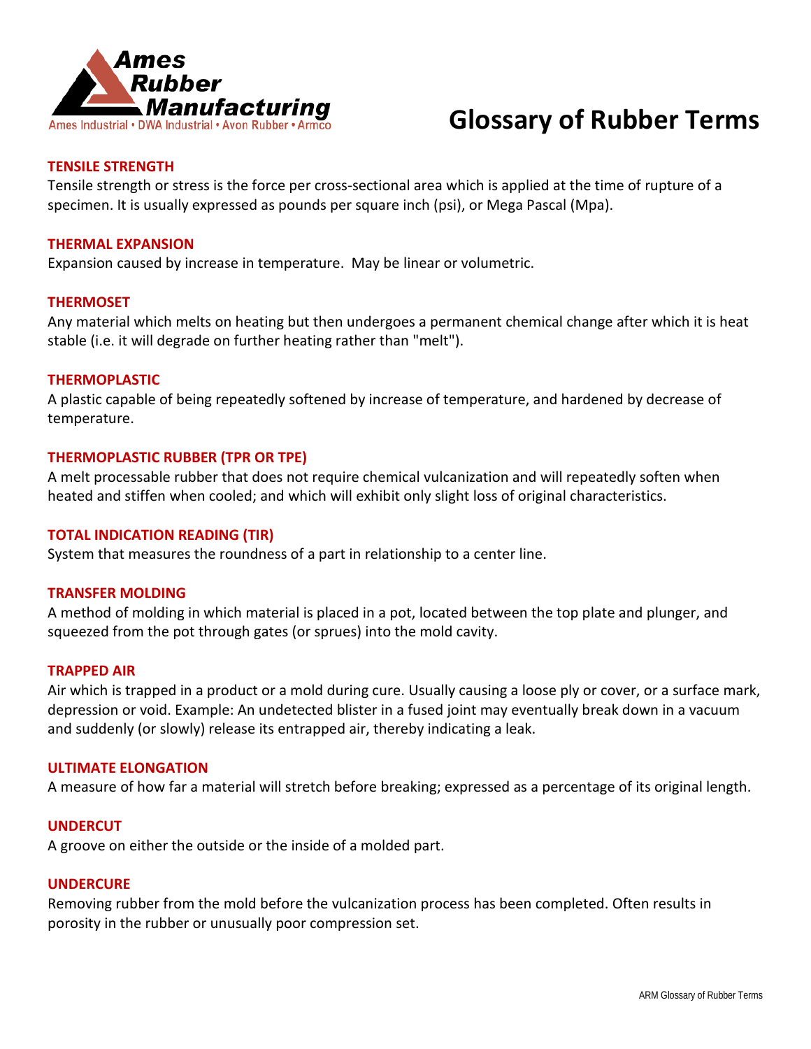Ames Rubber Manufacturing

Ames Industrial • DWA Industrial • Avon Rubber • Armco

# Glossary of Rubber Terms

### TENSILE STRENGTH

Tensile strength or stress is the force per cross-sectional area which is applied at the time of rupture of a specimen. It is usually expressed as pounds per square inch (psi), or Mega Pascal (Mpa).

### THERMAL EXPANSION

Expansion caused by increase in temperature. May be linear or volumetric.

### THERMOSET

Any material which melts on heating but then undergoes a permanent chemical change after which it is heat stable (i.e. it will degrade on further heating rather than "melt").

### THERMOPLASTIC

A plastic capable of being repeatedly softened by increase of temperature, and hardened by decrease of temperature.

### THERMOPLASTIC RUBBER (TPR OR TPE)

A melt processable rubber that does not require chemical vulcanization and will repeatedly soften when heated and stiffen when cooled; and which will exhibit only slight loss of original characteristics.

### TOTAL INDICATION READING (TIR)

System that measures the roundness of a part in relationship to a center line.

### TRANSFER MOLDING

A method of molding in which material is placed in a pot, located between the top plate and plunger, and squeezed from the pot through gates (or sprues) into the mold cavity.

### TRAPPED AIR

Air which is trapped in a product or a mold during cure. Usually causing a loose ply or cover, or a surface mark, depression or void. Example: An undetected blister in a fused joint may eventually break down in a vacuum and suddenly (or slowly) release its entrapped air, thereby indicating a leak.

### ULTIMATE ELONGATION

A measure of how far a material will stretch before breaking; expressed as a percentage of its original length.

### UNDERCUT

A groove on either the outside or the inside of a molded part.

### UNDERCURE

Removing rubber from the mold before the vulcanization process has been completed. Often results in porosity in the rubber or unusually poor compression set.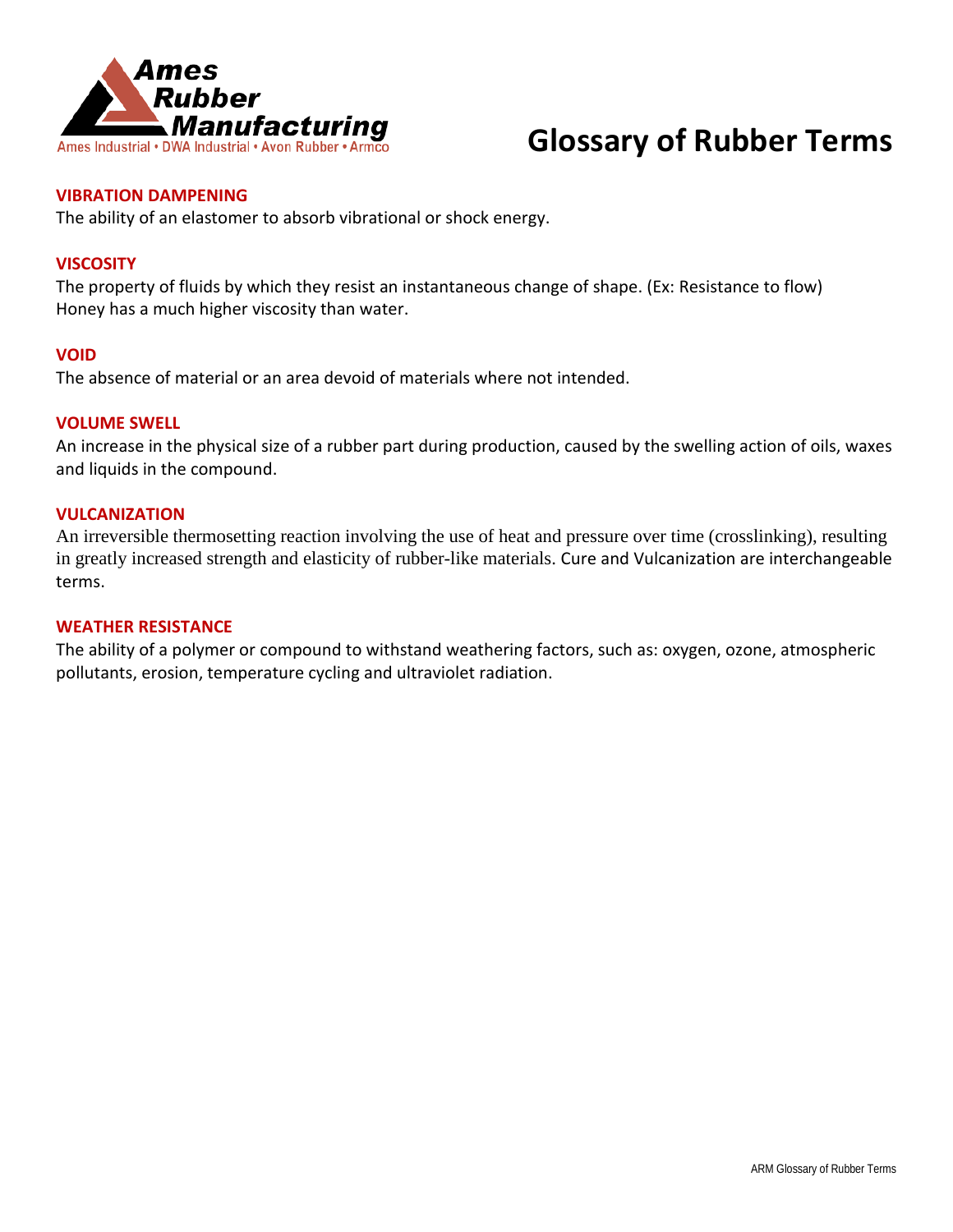# Glossary of Rubber Terms

Ames Rubber Manufacturing
Ames Industrial • DWA Industrial • Avon Rubber • Armco

**VIBRATION DAMPENING**
The ability of an elastomer to absorb vibrational or shock energy.

**VISCOSITY**
The property of fluids by which they resist an instantaneous change of shape. (Ex: Resistance to flow) Honey has a much higher viscosity than water.

**VOID**
The absence of material or an area devoid of materials where not intended.

**VOLUME SWELL**
An increase in the physical size of a rubber part during production, caused by the swelling action of oils, waxes and liquids in the compound.

**VULCANIZATION**
An irreversible thermosetting reaction involving the use of heat and pressure over time (crosslinking), resulting in greatly increased strength and elasticity of rubber-like materials. Cure and Vulcanization are interchangeable terms.

**WEATHER RESISTANCE**
The ability of a polymer or compound to withstand weathering factors, such as: oxygen, ozone, atmospheric pollutants, erosion, temperature cycling and ultraviolet radiation.